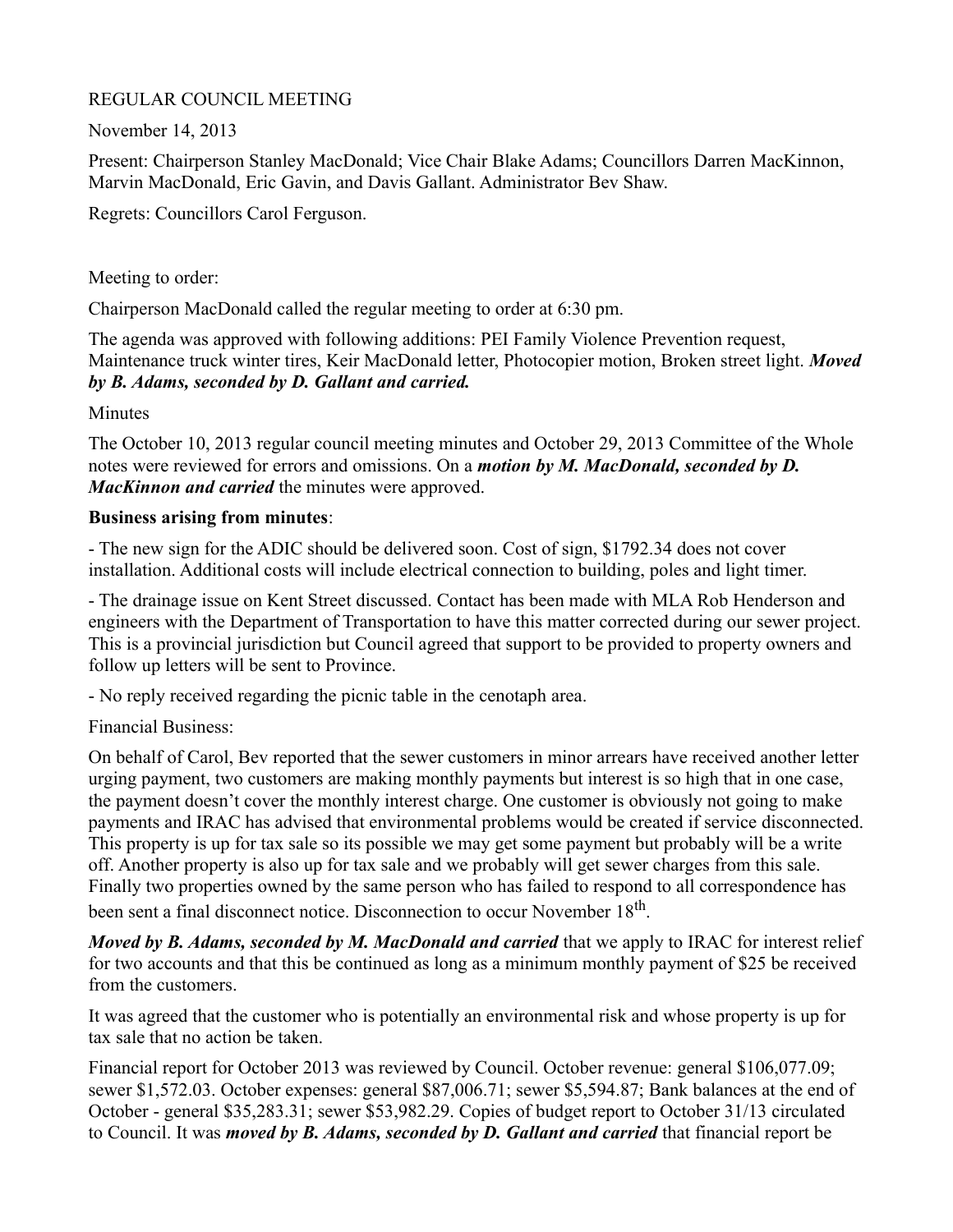REGULAR COUNCIL MEETING

November 14, 2013

Present: Chairperson Stanley MacDonald; Vice Chair Blake Adams; Councillors Darren MacKinnon, Marvin MacDonald, Eric Gavin, and Davis Gallant. Administrator Bev Shaw.

Regrets: Councillors Carol Ferguson.

Meeting to order:

Chairperson MacDonald called the regular meeting to order at 6:30 pm.

The agenda was approved with following additions: PEI Family Violence Prevention request, Maintenance truck winter tires, Keir MacDonald letter, Photocopier motion, Broken street light. ***Moved by B. Adams, seconded by D. Gallant and carried.***

Minutes

The October 10, 2013 regular council meeting minutes and October 29, 2013 Committee of the Whole notes were reviewed for errors and omissions. On a ***motion by M. MacDonald, seconded by D. MacKinnon and carried*** the minutes were approved.

**Business arising from minutes**:

- The new sign for the ADIC should be delivered soon. Cost of sign, $1792.34 does not cover installation. Additional costs will include electrical connection to building, poles and light timer.

- The drainage issue on Kent Street discussed. Contact has been made with MLA Rob Henderson and engineers with the Department of Transportation to have this matter corrected during our sewer project. This is a provincial jurisdiction but Council agreed that support to be provided to property owners and follow up letters will be sent to Province.

- No reply received regarding the picnic table in the cenotaph area.

Financial Business:

On behalf of Carol, Bev reported that the sewer customers in minor arrears have received another letter urging payment, two customers are making monthly payments but interest is so high that in one case, the payment doesn't cover the monthly interest charge. One customer is obviously not going to make payments and IRAC has advised that environmental problems would be created if service disconnected. This property is up for tax sale so its possible we may get some payment but probably will be a write off. Another property is also up for tax sale and we probably will get sewer charges from this sale. Finally two properties owned by the same person who has failed to respond to all correspondence has been sent a final disconnect notice. Disconnection to occur November 18th.

***Moved by B. Adams, seconded by M. MacDonald and carried*** that we apply to IRAC for interest relief for two accounts and that this be continued as long as a minimum monthly payment of $25 be received from the customers.

It was agreed that the customer who is potentially an environmental risk and whose property is up for tax sale that no action be taken.

Financial report for October 2013 was reviewed by Council. October revenue: general $106,077.09; sewer $1,572.03. October expenses: general $87,006.71; sewer $5,594.87; Bank balances at the end of October - general $35,283.31; sewer $53,982.29. Copies of budget report to October 31/13 circulated to Council. It was ***moved by B. Adams, seconded by D. Gallant and carried*** that financial report be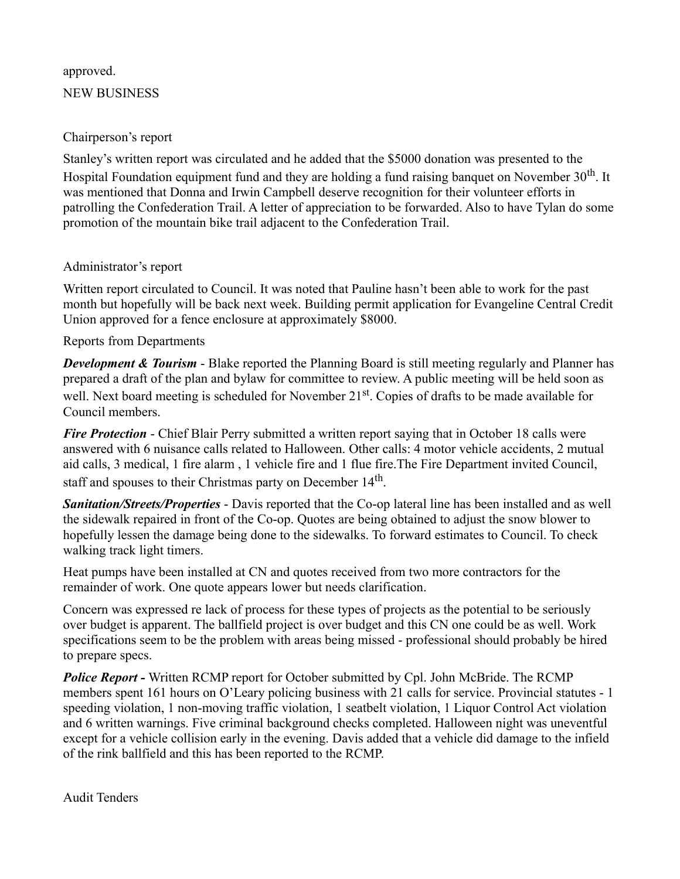approved.

NEW BUSINESS

Chairperson's report

Stanley's written report was circulated and he added that the \$5000 donation was presented to the Hospital Foundation equipment fund and they are holding a fund raising banquet on November 30th. It was mentioned that Donna and Irwin Campbell deserve recognition for their volunteer efforts in patrolling the Confederation Trail. A letter of appreciation to be forwarded. Also to have Tylan do some promotion of the mountain bike trail adjacent to the Confederation Trail.

Administrator's report

Written report circulated to Council. It was noted that Pauline hasn't been able to work for the past month but hopefully will be back next week. Building permit application for Evangeline Central Credit Union approved for a fence enclosure at approximately \$8000.

Reports from Departments

***Development & Tourism*** - Blake reported the Planning Board is still meeting regularly and Planner has prepared a draft of the plan and bylaw for committee to review. A public meeting will be held soon as well. Next board meeting is scheduled for November 21st. Copies of drafts to be made available for Council members.

***Fire Protection*** - Chief Blair Perry submitted a written report saying that in October 18 calls were answered with 6 nuisance calls related to Halloween. Other calls: 4 motor vehicle accidents, 2 mutual aid calls, 3 medical, 1 fire alarm , 1 vehicle fire and 1 flue fire.The Fire Department invited Council, staff and spouses to their Christmas party on December 14th.

***Sanitation/Streets/Properties*** - Davis reported that the Co-op lateral line has been installed and as well the sidewalk repaired in front of the Co-op. Quotes are being obtained to adjust the snow blower to hopefully lessen the damage being done to the sidewalks. To forward estimates to Council. To check walking track light timers.

Heat pumps have been installed at CN and quotes received from two more contractors for the remainder of work. One quote appears lower but needs clarification.

Concern was expressed re lack of process for these types of projects as the potential to be seriously over budget is apparent. The ballfield project is over budget and this CN one could be as well. Work specifications seem to be the problem with areas being missed - professional should probably be hired to prepare specs.

***Police Report -*** Written RCMP report for October submitted by Cpl. John McBride. The RCMP members spent 161 hours on O'Leary policing business with 21 calls for service. Provincial statutes - 1 speeding violation, 1 non-moving traffic violation, 1 seatbelt violation, 1 Liquor Control Act violation and 6 written warnings. Five criminal background checks completed. Halloween night was uneventful except for a vehicle collision early in the evening. Davis added that a vehicle did damage to the infield of the rink ballfield and this has been reported to the RCMP.

Audit Tenders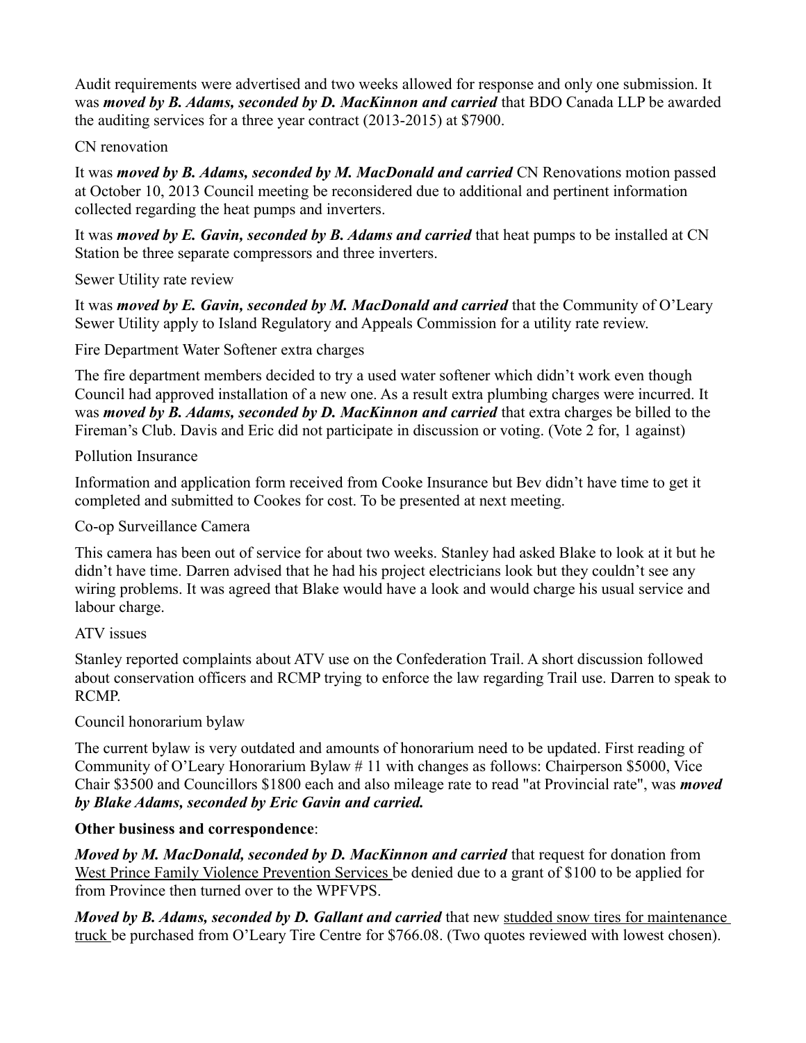Audit requirements were advertised and two weeks allowed for response and only one submission. It was ***moved by B. Adams, seconded by D. MacKinnon and carried*** that BDO Canada LLP be awarded the auditing services for a three year contract (2013-2015) at $7900.

CN renovation

It was ***moved by B. Adams, seconded by M. MacDonald and carried*** CN Renovations motion passed at October 10, 2013 Council meeting be reconsidered due to additional and pertinent information collected regarding the heat pumps and inverters.

It was ***moved by E. Gavin, seconded by B. Adams and carried*** that heat pumps to be installed at CN Station be three separate compressors and three inverters.

Sewer Utility rate review

It was ***moved by E. Gavin, seconded by M. MacDonald and carried*** that the Community of O'Leary Sewer Utility apply to Island Regulatory and Appeals Commission for a utility rate review.

Fire Department Water Softener extra charges

The fire department members decided to try a used water softener which didn't work even though Council had approved installation of a new one. As a result extra plumbing charges were incurred. It was ***moved by B. Adams, seconded by D. MacKinnon and carried*** that extra charges be billed to the Fireman's Club. Davis and Eric did not participate in discussion or voting. (Vote 2 for, 1 against)

Pollution Insurance

Information and application form received from Cooke Insurance but Bev didn't have time to get it completed and submitted to Cookes for cost. To be presented at next meeting.

Co-op Surveillance Camera

This camera has been out of service for about two weeks. Stanley had asked Blake to look at it but he didn't have time. Darren advised that he had his project electricians look but they couldn't see any wiring problems. It was agreed that Blake would have a look and would charge his usual service and labour charge.

ATV issues

Stanley reported complaints about ATV use on the Confederation Trail. A short discussion followed about conservation officers and RCMP trying to enforce the law regarding Trail use. Darren to speak to RCMP.

Council honorarium bylaw

The current bylaw is very outdated and amounts of honorarium need to be updated. First reading of Community of O'Leary Honorarium Bylaw # 11 with changes as follows: Chairperson $5000, Vice Chair $3500 and Councillors $1800 each and also mileage rate to read "at Provincial rate", was ***moved by Blake Adams, seconded by Eric Gavin and carried.***

**Other business and correspondence**:

***Moved by M. MacDonald, seconded by D. MacKinnon and carried*** that request for donation from West Prince Family Violence Prevention Services be denied due to a grant of $100 to be applied for from Province then turned over to the WPFVPS.

***Moved by B. Adams, seconded by D. Gallant and carried*** that new studded snow tires for maintenance truck be purchased from O'Leary Tire Centre for $766.08. (Two quotes reviewed with lowest chosen).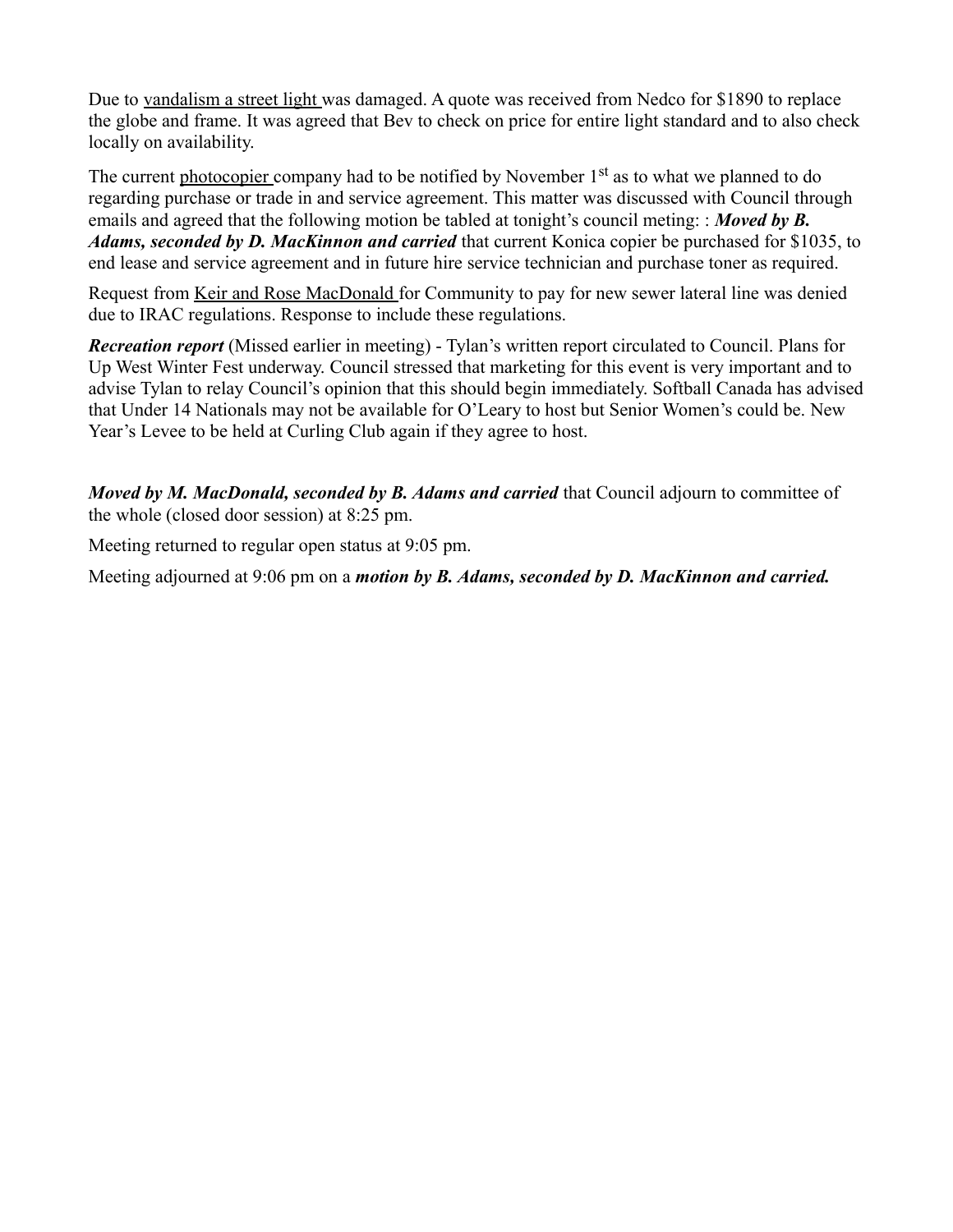Due to <u>vandalism a street light</u> was damaged. A quote was received from Nedco for $1890 to replace the globe and frame. It was agreed that Bev to check on price for entire light standard and to also check locally on availability.

The current <u>photocopier</u> company had to be notified by November 1st as to what we planned to do regarding purchase or trade in and service agreement. This matter was discussed with Council through emails and agreed that the following motion be tabled at tonight's council meting: : ***Moved by B. Adams, seconded by D. MacKinnon and carried*** that current Konica copier be purchased for $1035, to end lease and service agreement and in future hire service technician and purchase toner as required.

Request from <u>Keir and Rose MacDonald</u> for Community to pay for new sewer lateral line was denied due to IRAC regulations. Response to include these regulations.

***Recreation report*** (Missed earlier in meeting) - Tylan's written report circulated to Council. Plans for Up West Winter Fest underway. Council stressed that marketing for this event is very important and to advise Tylan to relay Council's opinion that this should begin immediately. Softball Canada has advised that Under 14 Nationals may not be available for O'Leary to host but Senior Women's could be. New Year's Levee to be held at Curling Club again if they agree to host.

***Moved by M. MacDonald, seconded by B. Adams and carried*** that Council adjourn to committee of the whole (closed door session) at 8:25 pm.

Meeting returned to regular open status at 9:05 pm.

Meeting adjourned at 9:06 pm on a ***motion by B. Adams, seconded by D. MacKinnon and carried.***